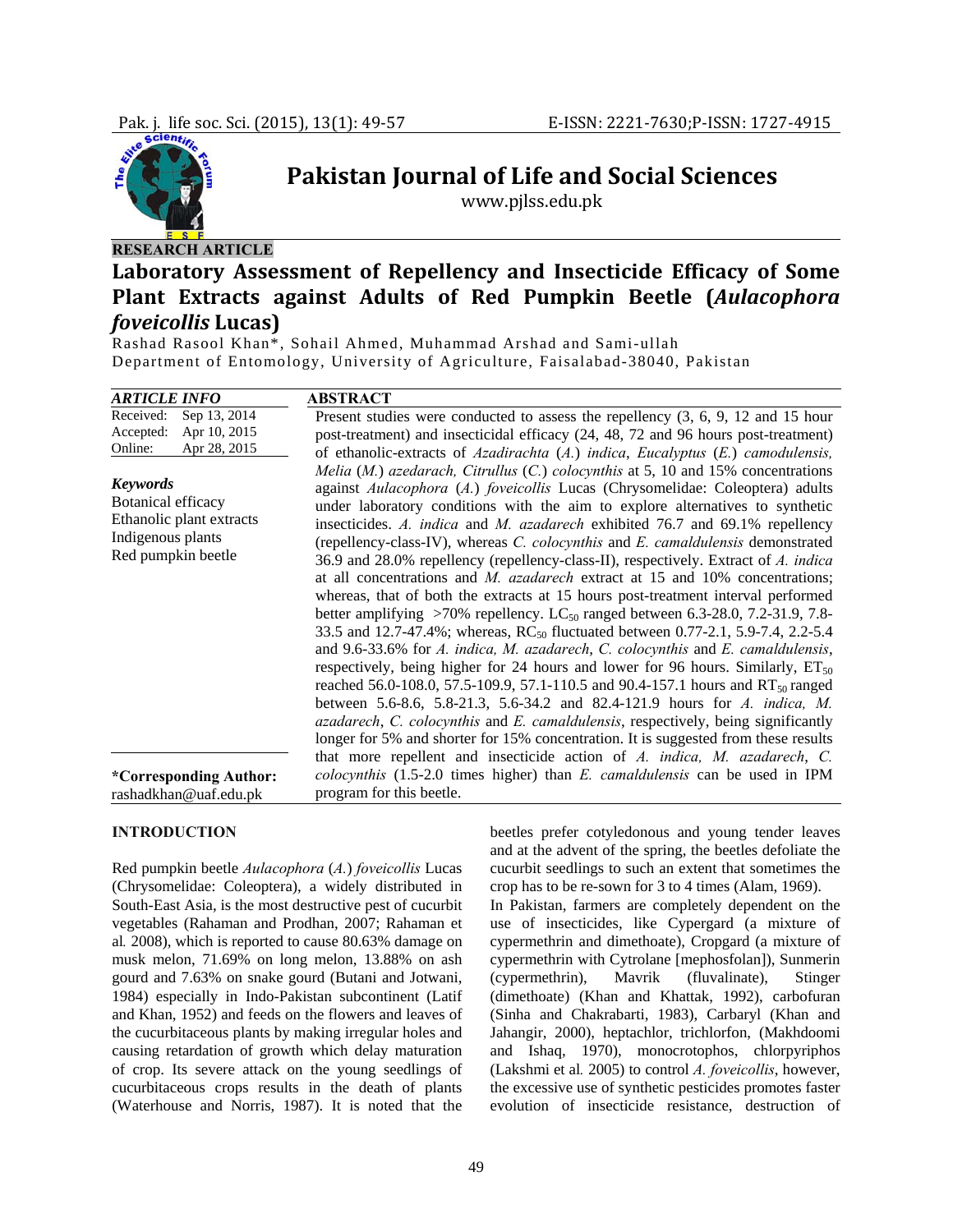RESEARCH ARTICLE

# Laboratory Assessment of Repellency and Insecticide Efficacy of Some Plant Extracts against Adults of Red Pumpkin Beetle (*Aulacophora foveicollis* Lucas)

Rashad Rasool Khan*, Sohail Ahmed, Muhammad Arshad and Sami-ullah

Department of Entomology, University of Agriculture, Faisalabad-38040, Pakistan

**ARTICLE INFO**

Received: Sep 13, 2014
Accepted: Apr 10, 2015
Online: Apr 28, 2015

***Keywords***

Botanical efficacy
Ethanolic plant extracts
Indigenous plants
Red pumpkin beetle

**\*Corresponding Author:**
rashadkhan@uaf.edu.pk

**ABSTRACT**

Present studies were conducted to assess the repellency (3, 6, 9, 12 and 15 hour post-treatment) and insecticidal efficacy (24, 48, 72 and 96 hours post-treatment) of ethanolic-extracts of *Azadirachta* (*A.*) *indica*, *Eucalyptus* (*E.*) *camodulensis, Melia* (*M.*) *azedarach, Citrullus* (*C.*) *colocynthis* at 5, 10 and 15% concentrations against *Aulacophora* (*A.*) *foveicollis* Lucas (Chrysomelidae: Coleoptera) adults under laboratory conditions with the aim to explore alternatives to synthetic insecticides. *A. indica* and *M. azadarech* exhibited 76.7 and 69.1% repellency (repellency-class-IV), whereas *C. colocynthis* and *E. camaldulensis* demonstrated 36.9 and 28.0% repellency (repellency-class-II), respectively. Extract of *A. indica* at all concentrations and *M. azadarech* extract at 15 and 10% concentrations; whereas, that of both the extracts at 15 hours post-treatment interval performed better amplifying >70% repellency. $LC_{50}$ ranged between 6.3-28.0, 7.2-31.9, 7.8-33.5 and 12.7-47.4%; whereas, $RC_{50}$ fluctuated between 0.77-2.1, 5.9-7.4, 2.2-5.4 and 9.6-33.6% for *A. indica, M. azadarech*, *C. colocynthis* and *E. camaldulensis*, respectively, being higher for 24 hours and lower for 96 hours. Similarly, $ET_{50}$ reached 56.0-108.0, 57.5-109.9, 57.1-110.5 and 90.4-157.1 hours and $RT_{50}$ ranged between 5.6-8.6, 5.8-21.3, 5.6-34.2 and 82.4-121.9 hours for *A. indica, M. azadarech*, *C. colocynthis* and *E. camaldulensis*, respectively, being significantly longer for 5% and shorter for 15% concentration. It is suggested from these results that more repellent and insecticide action of *A. indica, M. azadarech*, *C. colocynthis* (1.5-2.0 times higher) than *E. camaldulensis* can be used in IPM program for this beetle.

## INTRODUCTION

Red pumpkin beetle *Aulacophora* (*A.*) *foveicollis* Lucas (Chrysomelidae: Coleoptera), a widely distributed in South-East Asia, is the most destructive pest of cucurbit vegetables (Rahaman and Prodhan, 2007; Rahaman et al*.* 2008), which is reported to cause 80.63% damage on musk melon, 71.69% on long melon, 13.88% on ash gourd and 7.63% on snake gourd (Butani and Jotwani, 1984) especially in Indo-Pakistan subcontinent (Latif and Khan, 1952) and feeds on the flowers and leaves of the cucurbitaceous plants by making irregular holes and causing retardation of growth which delay maturation of crop. Its severe attack on the young seedlings of cucurbitaceous crops results in the death of plants (Waterhouse and Norris, 1987). It is noted that the beetles prefer cotyledonous and young tender leaves and at the advent of the spring, the beetles defoliate the cucurbit seedlings to such an extent that sometimes the crop has to be re-sown for 3 to 4 times (Alam, 1969).

In Pakistan, farmers are completely dependent on the use of insecticides, like Cypergard (a mixture of cypermethrin and dimethoate), Cropgard (a mixture of cypermethrin with Cytrolane [mephosfolan]), Sunmerin (cypermethrin), Mavrik (fluvalinate), Stinger (dimethoate) (Khan and Khattak, 1992), carbofuran (Sinha and Chakrabarti, 1983), Carbaryl (Khan and Jahangir, 2000), heptachlor, trichlorfon, (Makhdoomi and Ishaq, 1970), monocrotophos, chlorpyriphos (Lakshmi et al*.* 2005) to control *A. foveicollis*, however, the excessive use of synthetic pesticides promotes faster evolution of insecticide resistance, destruction of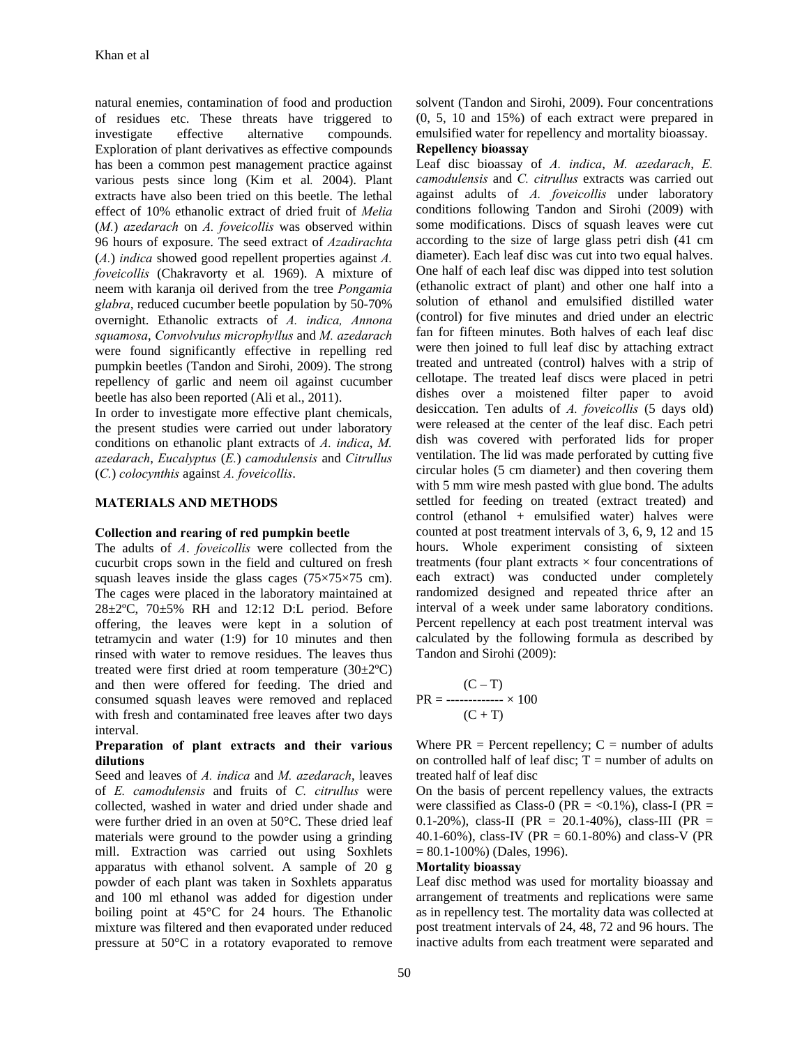natural enemies, contamination of food and production of residues etc. These threats have triggered to investigate effective alternative compounds. Exploration of plant derivatives as effective compounds has been a common pest management practice against various pests since long (Kim et al. 2004). Plant extracts have also been tried on this beetle. The lethal effect of 10% ethanolic extract of dried fruit of *Melia* (*M.*) *azedarach* on *A. foveicollis* was observed within 96 hours of exposure. The seed extract of *Azadirachta* (*A.*) *indica* showed good repellent properties against *A. foveicollis* (Chakravorty et al. 1969). A mixture of neem with karanja oil derived from the tree *Pongamia glabra*, reduced cucumber beetle population by 50-70% overnight. Ethanolic extracts of *A. indica, Annona squamosa*, *Convolvulus microphyllus* and *M. azedarach* were found significantly effective in repelling red pumpkin beetles (Tandon and Sirohi, 2009). The strong repellency of garlic and neem oil against cucumber beetle has also been reported (Ali et al., 2011).

In order to investigate more effective plant chemicals, the present studies were carried out under laboratory conditions on ethanolic plant extracts of *A. indica*, *M. azedarach*, *Eucalyptus* (*E.*) *camodulensis* and *Citrullus* (*C.*) *colocynthis* against *A. foveicollis*.

## MATERIALS AND METHODS

### Collection and rearing of red pumpkin beetle

The adults of *A*. *foveicollis* were collected from the cucurbit crops sown in the field and cultured on fresh squash leaves inside the glass cages (75×75×75 cm). The cages were placed in the laboratory maintained at 28±2ºC, 70±5% RH and 12:12 D:L period. Before offering, the leaves were kept in a solution of tetramycin and water (1:9) for 10 minutes and then rinsed with water to remove residues. The leaves thus treated were first dried at room temperature (30±2ºC) and then were offered for feeding. The dried and consumed squash leaves were removed and replaced with fresh and contaminated free leaves after two days interval.

### Preparation of plant extracts and their various dilutions

Seed and leaves of *A. indica* and *M. azedarach*, leaves of *E. camodulensis* and fruits of *C. citrullus* were collected, washed in water and dried under shade and were further dried in an oven at 50°C. These dried leaf materials were ground to the powder using a grinding mill. Extraction was carried out using Soxhlets apparatus with ethanol solvent. A sample of 20 g powder of each plant was taken in Soxhlets apparatus and 100 ml ethanol was added for digestion under boiling point at 45°C for 24 hours. The Ethanolic mixture was filtered and then evaporated under reduced pressure at 50°C in a rotatory evaporated to remove solvent (Tandon and Sirohi, 2009). Four concentrations (0, 5, 10 and 15%) of each extract were prepared in emulsified water for repellency and mortality bioassay.

### Repellency bioassay

Leaf disc bioassay of *A. indica*, *M. azedarach*, *E. camodulensis* and *C. citrullus* extracts was carried out against adults of *A. foveicollis* under laboratory conditions following Tandon and Sirohi (2009) with some modifications. Discs of squash leaves were cut according to the size of large glass petri dish (41 cm diameter). Each leaf disc was cut into two equal halves. One half of each leaf disc was dipped into test solution (ethanolic extract of plant) and other one half into a solution of ethanol and emulsified distilled water (control) for five minutes and dried under an electric fan for fifteen minutes. Both halves of each leaf disc were then joined to full leaf disc by attaching extract treated and untreated (control) halves with a strip of cellotape. The treated leaf discs were placed in petri dishes over a moistened filter paper to avoid desiccation. Ten adults of *A. foveicollis* (5 days old) were released at the center of the leaf disc. Each petri dish was covered with perforated lids for proper ventilation. The lid was made perforated by cutting five circular holes (5 cm diameter) and then covering them with 5 mm wire mesh pasted with glue bond. The adults settled for feeding on treated (extract treated) and control (ethanol + emulsified water) halves were counted at post treatment intervals of 3, 6, 9, 12 and 15 hours. Whole experiment consisting of sixteen treatments (four plant extracts × four concentrations of each extract) was conducted under completely randomized designed and repeated thrice after an interval of a week under same laboratory conditions. Percent repellency at each post treatment interval was calculated by the following formula as described by Tandon and Sirohi (2009):

$$PR = \frac{(C - T)}{(C + T)} \times 100$$

Where PR = Percent repellency; C = number of adults on controlled half of leaf disc; T = number of adults on treated half of leaf disc

On the basis of percent repellency values, the extracts were classified as Class-0 (PR = <0.1%), class-I (PR = 0.1-20%), class-II (PR = 20.1-40%), class-III (PR = 40.1-60%), class-IV (PR = 60.1-80%) and class-V (PR = 80.1-100%) (Dales, 1996).

### Mortality bioassay

Leaf disc method was used for mortality bioassay and arrangement of treatments and replications were same as in repellency test. The mortality data was collected at post treatment intervals of 24, 48, 72 and 96 hours. The inactive adults from each treatment were separated and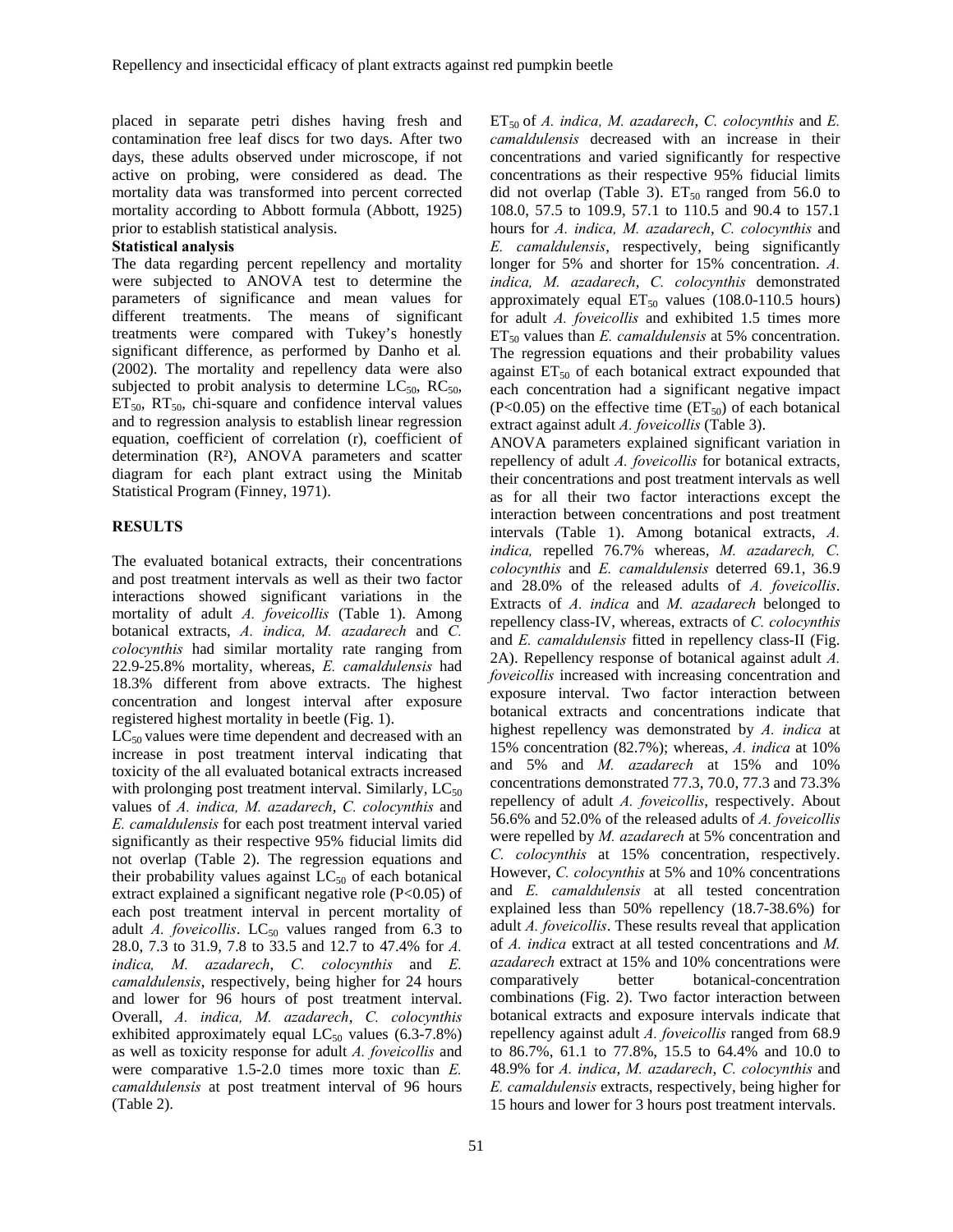placed in separate petri dishes having fresh and contamination free leaf discs for two days. After two days, these adults observed under microscope, if not active on probing, were considered as dead. The mortality data was transformed into percent corrected mortality according to Abbott formula (Abbott, 1925) prior to establish statistical analysis.

**Statistical analysis**

The data regarding percent repellency and mortality were subjected to ANOVA test to determine the parameters of significance and mean values for different treatments. The means of significant treatments were compared with Tukey's honestly significant difference, as performed by Danho et al*.* (2002). The mortality and repellency data were also subjected to probit analysis to determine $LC_{50}$, $RC_{50}$, $ET_{50}$, $RT_{50}$, chi-square and confidence interval values and to regression analysis to establish linear regression equation, coefficient of correlation (r), coefficient of determination ($R^2$), ANOVA parameters and scatter diagram for each plant extract using the Minitab Statistical Program (Finney, 1971).

## RESULTS

The evaluated botanical extracts, their concentrations and post treatment intervals as well as their two factor interactions showed significant variations in the mortality of adult *A. foveicollis* (Table 1). Among botanical extracts, *A. indica, M. azadarech* and *C. colocynthis* had similar mortality rate ranging from 22.9-25.8% mortality, whereas, *E. camaldulensis* had 18.3% different from above extracts. The highest concentration and longest interval after exposure registered highest mortality in beetle (Fig. 1).

$LC_{50}$ values were time dependent and decreased with an increase in post treatment interval indicating that toxicity of the all evaluated botanical extracts increased with prolonging post treatment interval. Similarly, $LC_{50}$ values of *A. indica, M. azadarech*, *C. colocynthis* and *E. camaldulensis* for each post treatment interval varied significantly as their respective 95% fiducial limits did not overlap (Table 2). The regression equations and their probability values against $LC_{50}$ of each botanical extract explained a significant negative role ($P<0.05$) of each post treatment interval in percent mortality of adult *A. foveicollis*. $LC_{50}$ values ranged from 6.3 to 28.0, 7.3 to 31.9, 7.8 to 33.5 and 12.7 to 47.4% for *A. indica, M. azadarech*, *C. colocynthis* and *E. camaldulensis*, respectively, being higher for 24 hours and lower for 96 hours of post treatment interval. Overall, *A. indica, M. azadarech*, *C. colocynthis* exhibited approximately equal $LC_{50}$ values (6.3-7.8%) as well as toxicity response for adult *A. foveicollis* and were comparative 1.5-2.0 times more toxic than *E. camaldulensis* at post treatment interval of 96 hours (Table 2).

$ET_{50}$ of *A. indica, M. azadarech*, *C. colocynthis* and *E. camaldulensis* decreased with an increase in their concentrations and varied significantly for respective concentrations as their respective 95% fiducial limits did not overlap (Table 3). $ET_{50}$ ranged from 56.0 to 108.0, 57.5 to 109.9, 57.1 to 110.5 and 90.4 to 157.1 hours for *A. indica, M. azadarech*, *C. colocynthis* and *E. camaldulensis*, respectively, being significantly longer for 5% and shorter for 15% concentration. *A. indica, M. azadarech*, *C. colocynthis* demonstrated approximately equal $ET_{50}$ values (108.0-110.5 hours) for adult *A. foveicollis* and exhibited 1.5 times more $ET_{50}$ values than *E. camaldulensis* at 5% concentration. The regression equations and their probability values against $ET_{50}$ of each botanical extract expounded that each concentration had a significant negative impact ($P<0.05$) on the effective time ($ET_{50}$) of each botanical extract against adult *A. foveicollis* (Table 3).

ANOVA parameters explained significant variation in repellency of adult *A. foveicollis* for botanical extracts, their concentrations and post treatment intervals as well as for all their two factor interactions except the interaction between concentrations and post treatment intervals (Table 1). Among botanical extracts, *A. indica,* repelled 76.7% whereas, *M. azadarech, C. colocynthis* and *E. camaldulensis* deterred 69.1, 36.9 and 28.0% of the released adults of *A. foveicollis*. Extracts of *A. indica* and *M. azadarech* belonged to repellency class-IV, whereas, extracts of *C. colocynthis* and *E. camaldulensis* fitted in repellency class-II (Fig. 2A). Repellency response of botanical against adult *A. foveicollis* increased with increasing concentration and exposure interval. Two factor interaction between botanical extracts and concentrations indicate that highest repellency was demonstrated by *A. indica* at 15% concentration (82.7%); whereas, *A. indica* at 10% and 5% and *M. azadarech* at 15% and 10% concentrations demonstrated 77.3, 70.0, 77.3 and 73.3% repellency of adult *A. foveicollis*, respectively. About 56.6% and 52.0% of the released adults of *A. foveicollis* were repelled by *M. azadarech* at 5% concentration and *C. colocynthis* at 15% concentration, respectively. However, *C. colocynthis* at 5% and 10% concentrations and *E. camaldulensis* at all tested concentration explained less than 50% repellency (18.7-38.6%) for adult *A. foveicollis*. These results reveal that application of *A. indica* extract at all tested concentrations and *M. azadarech* extract at 15% and 10% concentrations were comparatively better botanical-concentration combinations (Fig. 2). Two factor interaction between botanical extracts and exposure intervals indicate that repellency against adult *A. foveicollis* ranged from 68.9 to 86.7%, 61.1 to 77.8%, 15.5 to 64.4% and 10.0 to 48.9% for *A. indica*, *M. azadarech*, *C. colocynthis* and *E. camaldulensis* extracts, respectively, being higher for 15 hours and lower for 3 hours post treatment intervals.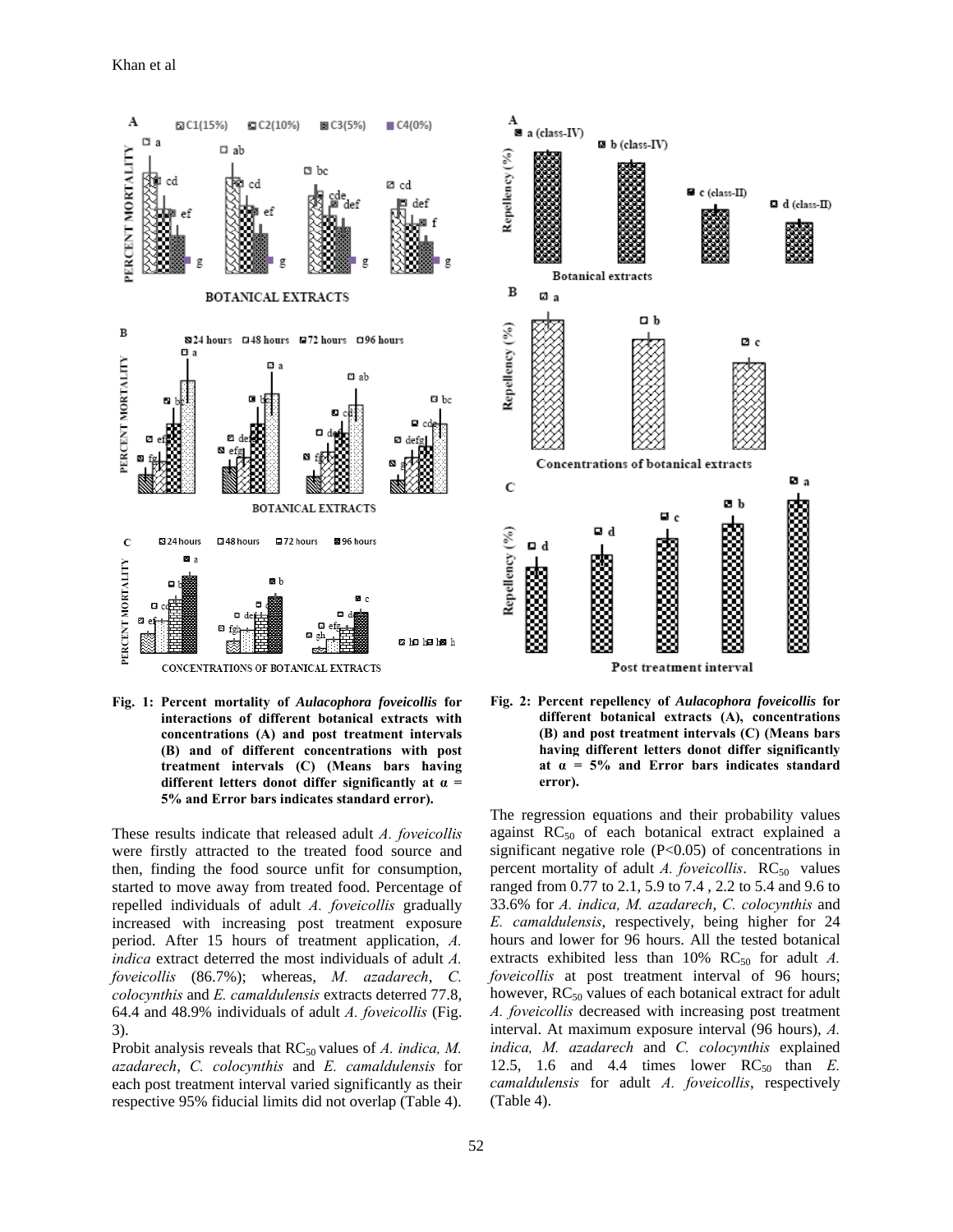**Fig. 1: Percent mortality of *Aulacophora foveicollis* for interactions of different botanical extracts with concentrations (A) and post treatment intervals (B) and of different concentrations with post treatment intervals (C) (Means bars having different letters donot differ significantly at α = 5% and Error bars indicates standard error).**

**Fig. 2: Percent repellency of *Aulacophora foveicollis* for different botanical extracts (A), concentrations (B) and post treatment intervals (C) (Means bars having different letters donot differ significantly at α = 5% and Error bars indicates standard error).**

These results indicate that released adult *A. foveicollis* were firstly attracted to the treated food source and then, finding the food source unfit for consumption, started to move away from treated food. Percentage of repelled individuals of adult *A. foveicollis* gradually increased with increasing post treatment exposure period. After 15 hours of treatment application, *A. indica* extract deterred the most individuals of adult *A. foveicollis* (86.7%); whereas, *M. azadarech*, *C. colocynthis* and *E. camaldulensis* extracts deterred 77.8, 64.4 and 48.9% individuals of adult *A. foveicollis* (Fig. 3).

Probit analysis reveals that $RC_{50}$ values of *A. indica, M. azadarech*, *C. colocynthis* and *E. camaldulensis* for each post treatment interval varied significantly as their respective 95% fiducial limits did not overlap (Table 4).

The regression equations and their probability values against $RC_{50}$ of each botanical extract explained a significant negative role ($P<0.05$) of concentrations in percent mortality of adult *A. foveicollis*. $RC_{50}$ values ranged from 0.77 to 2.1, 5.9 to 7.4 , 2.2 to 5.4 and 9.6 to 33.6% for *A. indica, M. azadarech*, *C. colocynthis* and *E. camaldulensis*, respectively, being higher for 24 hours and lower for 96 hours. All the tested botanical extracts exhibited less than 10% $RC_{50}$ for adult *A. foveicollis* at post treatment interval of 96 hours; however, $RC_{50}$ values of each botanical extract for adult *A. foveicollis* decreased with increasing post treatment interval. At maximum exposure interval (96 hours), *A. indica, M. azadarech* and *C. colocynthis* explained 12.5, 1.6 and 4.4 times lower $RC_{50}$ than *E. camaldulensis* for adult *A. foveicollis*, respectively (Table 4).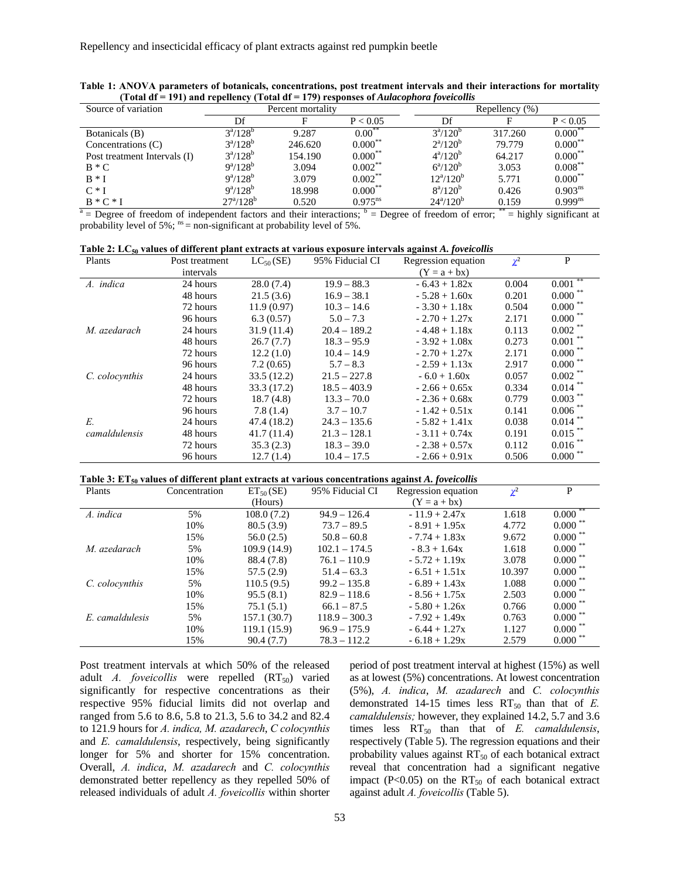**Table 1: ANOVA parameters of botanicals, concentrations, post treatment intervals and their interactions for mortality (Total df = 191) and repellency (Total df = 179) responses of *Aulacophora foveicollis***

| Source of variation | Percent mortality | | | Repellency (%) | | |
|---|---|---|---|---|---|---|
| | Df | F | P < 0.05 | Df | F | P < 0.05 |
| Botanicals (B) | 3[a]/128[b] | 9.287 | 0.00[**] | 3[a]/120[b] | 317.260 | 0.000[**] |
| Concentrations (C) | 3[a]/128[b] | 246.620 | 0.000[**] | 2[a]/120[b] | 79.779 | 0.000[**] |
| Post treatment Intervals (I) | 3[a]/128[b] | 154.190 | 0.000[**] | 4[a]/120[b] | 64.217 | 0.000[**] |
| B * C | 9[a]/128[b] | 3.094 | 0.002[**] | 6[a]/120[b] | 3.053 | 0.008[**] |
| B * I | 9[a]/128[b] | 3.079 | 0.002[**] | 12[a]/120[b] | 5.771 | 0.000[**] |
| C * I | 9[a]/128[b] | 18.998 | 0.000[**] | 8[a]/120[b] | 0.426 | 0.903[ns] |
| B * C * I | 27[a]/128[b] | 0.520 | 0.975[ns] | 24[a]/120[b] | 0.159 | 0.999[ns] |

[a] = Degree of freedom of independent factors and their interactions; [b] = Degree of freedom of error; [**] = highly significant at probability level of 5%; [ns] = non-significant at probability level of 5%.

**Table 2: $LC_{50}$ values of different plant extracts at various exposure intervals against *A. foveicollis***

| Plants | Post treatment intervals | $LC_{50}$ (SE) | 95% Fiducial CI | Regression equation (Y = a + bx) | $\chi^2$ | P |
|---|---|---|---|---|---|---|
| *A. indica* | 24 hours | 28.0 (7.4) | 19.9 – 88.3 | - 6.43 + 1.82x | 0.004 | 0.001 [**] |
| | 48 hours | 21.5 (3.6) | 16.9 – 38.1 | - 5.28 + 1.60x | 0.201 | 0.000 [**] |
| | 72 hours | 11.9 (0.97) | 10.3 – 14.6 | - 3.30 + 1.18x | 0.504 | 0.000 [**] |
| | 96 hours | 6.3 (0.57) | 5.0 – 7.3 | - 2.70 + 1.27x | 2.171 | 0.000 [**] |
| *M. azedarach* | 24 hours | 31.9 (11.4) | 20.4 – 189.2 | - 4.48 + 1.18x | 0.113 | 0.002 [**] |
| | 48 hours | 26.7 (7.7) | 18.3 – 95.9 | - 3.92 + 1.08x | 0.273 | 0.001 [**] |
| | 72 hours | 12.2 (1.0) | 10.4 – 14.9 | - 2.70 + 1.27x | 2.171 | 0.000 [**] |
| | 96 hours | 7.2 (0.65) | 5.7 – 8.3 | - 2.59 + 1.13x | 2.917 | 0.000 [**] |
| *C. colocynthis* | 24 hours | 33.5 (12.2) | 21.5 – 227.8 | - 6.0 + 1.60x | 0.057 | 0.002 [**] |
| | 48 hours | 33.3 (17.2) | 18.5 – 403.9 | - 2.66 + 0.65x | 0.334 | 0.014 [**] |
| | 72 hours | 18.7 (4.8) | 13.3 – 70.0 | - 2.36 + 0.68x | 0.779 | 0.003 [**] |
| | 96 hours | 7.8 (1.4) | 3.7 – 10.7 | - 1.42 + 0.51x | 0.141 | 0.006 [**] |
| *E. camaldulensis* | 24 hours | 47.4 (18.2) | 24.3 – 135.6 | - 5.82 + 1.41x | 0.038 | 0.014 [**] |
| | 48 hours | 41.7 (11.4) | 21.3 – 128.1 | - 3.11 + 0.74x | 0.191 | 0.015 [**] |
| | 72 hours | 35.3 (2.3) | 18.3 – 39.0 | - 2.38 + 0.57x | 0.112 | 0.016 [**] |
| | 96 hours | 12.7 (1.4) | 10.4 – 17.5 | - 2.66 + 0.91x | 0.506 | 0.000 [**] |

**Table 3: $ET_{50}$ values of different plant extracts at various concentrations against *A. foveicollis***

| Plants | Concentration | $ET_{50}$ (SE) (Hours) | 95% Fiducial CI | Regression equation (Y = a + bx) | $\chi^2$ | P |
|---|---|---|---|---|---|---|
| *A. indica* | 5% | 108.0 (7.2) | 94.9 – 126.4 | - 11.9 + 2.47x | 1.618 | 0.000 [**] |
| | 10% | 80.5 (3.9) | 73.7 – 89.5 | - 8.91 + 1.95x | 4.772 | 0.000 [**] |
| | 15% | 56.0 (2.5) | 50.8 – 60.8 | - 7.74 + 1.83x | 9.672 | 0.000 [**] |
| *M. azedarach* | 5% | 109.9 (14.9) | 102.1 – 174.5 | - 8.3 + 1.64x | 1.618 | 0.000 [**] |
| | 10% | 88.4 (7.8) | 76.1 – 110.9 | - 5.72 + 1.19x | 3.078 | 0.000 [**] |
| | 15% | 57.5 (2.9) | 51.4 – 63.3 | - 6.51 + 1.51x | 10.397 | 0.000 [**] |
| *C. colocynthis* | 5% | 110.5 (9.5) | 99.2 – 135.8 | - 6.89 + 1.43x | 1.088 | 0.000 [**] |
| | 10% | 95.5 (8.1) | 82.9 – 118.6 | - 8.56 + 1.75x | 2.503 | 0.000 [**] |
| | 15% | 75.1 (5.1) | 66.1 – 87.5 | - 5.80 + 1.26x | 0.766 | 0.000 [**] |
| *E. camaldulesis* | 5% | 157.1 (30.7) | 118.9 – 300.3 | - 7.92 + 1.49x | 0.763 | 0.000 [**] |
| | 10% | 119.1 (15.9) | 96.9 – 175.9 | - 6.44 + 1.27x | 1.127 | 0.000 [**] |
| | 15% | 90.4 (7.7) | 78.3 – 112.2 | - 6.18 + 1.29x | 2.579 | 0.000 [**] |

Post treatment intervals at which 50% of the released adult *A. foveicollis* were repelled ($RT_{50}$) varied significantly for respective concentrations as their respective 95% fiducial limits did not overlap and ranged from 5.6 to 8.6, 5.8 to 21.3, 5.6 to 34.2 and 82.4 to 121.9 hours for *A. indica, M. azadarech*, *C colocynthis* and *E. camaldulensis*, respectively, being significantly longer for 5% and shorter for 15% concentration. Overall, *A. indica*, *M. azadarech* and *C. colocynthis* demonstrated better repellency as they repelled 50% of released individuals of adult *A. foveicollis* within shorter period of post treatment interval at highest (15%) as well as at lowest (5%) concentrations. At lowest concentration (5%), *A. indica*, *M. azadarech* and *C. colocynthis* demonstrated 14-15 times less $RT_{50}$ than that of *E. camaldulensis;* however, they explained 14.2, 5.7 and 3.6 times less $RT_{50}$ than that of *E. camaldulensis*, respectively (Table 5). The regression equations and their probability values against $RT_{50}$ of each botanical extract reveal that concentration had a significant negative impact ($P<0.05$) on the $RT_{50}$ of each botanical extract against adult *A. foveicollis* (Table 5).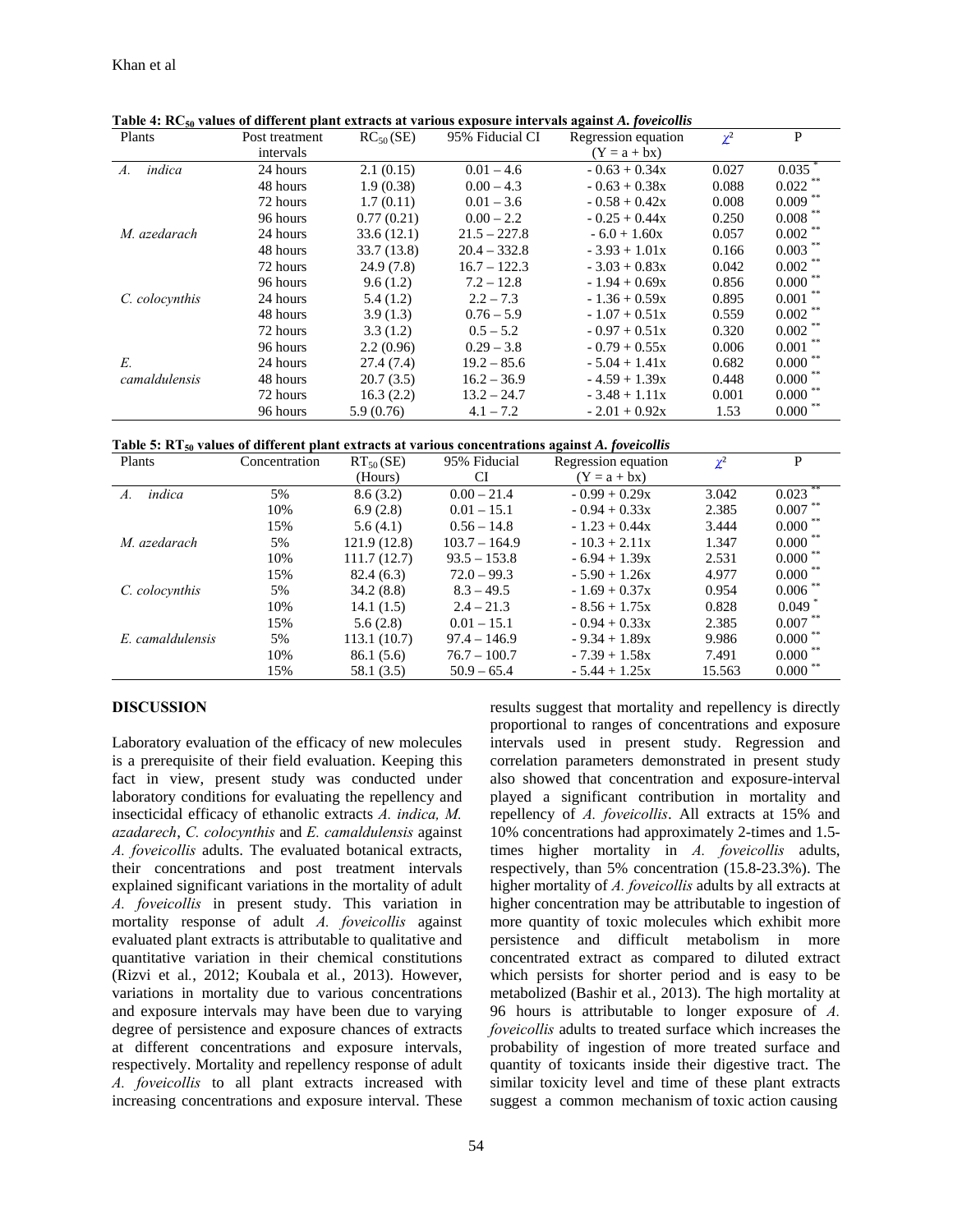**Table 4: $RC_{50}$ values of different plant extracts at various exposure intervals against *A. foveicollis***

| Plants | Post treatment intervals | $RC_{50}$ (SE) | 95% Fiducial CI | Regression equation (Y = a + bx) | $\chi^2$ | P |
|---|---|---|---|---|---|---|
| *A. indica* | 24 hours | 2.1 (0.15) | 0.01 – 4.6 | - 0.63 + 0.34x | 0.027 | 0.035 * |
| | 48 hours | 1.9 (0.38) | 0.00 – 4.3 | - 0.63 + 0.38x | 0.088 | 0.022 ** |
| | 72 hours | 1.7 (0.11) | 0.01 – 3.6 | - 0.58 + 0.42x | 0.008 | 0.009 ** |
| | 96 hours | 0.77 (0.21) | 0.00 – 2.2 | - 0.25 + 0.44x | 0.250 | 0.008 ** |
| *M. azedarach* | 24 hours | 33.6 (12.1) | 21.5 – 227.8 | - 6.0 + 1.60x | 0.057 | 0.002 ** |
| | 48 hours | 33.7 (13.8) | 20.4 – 332.8 | - 3.93 + 1.01x | 0.166 | 0.003 ** |
| | 72 hours | 24.9 (7.8) | 16.7 – 122.3 | - 3.03 + 0.83x | 0.042 | 0.002 ** |
| | 96 hours | 9.6 (1.2) | 7.2 – 12.8 | - 1.94 + 0.69x | 0.856 | 0.000 ** |
| *C. colocynthis* | 24 hours | 5.4 (1.2) | 2.2 – 7.3 | - 1.36 + 0.59x | 0.895 | 0.001 ** |
| | 48 hours | 3.9 (1.3) | 0.76 – 5.9 | - 1.07 + 0.51x | 0.559 | 0.002 ** |
| | 72 hours | 3.3 (1.2) | 0.5 – 5.2 | - 0.97 + 0.51x | 0.320 | 0.002 ** |
| | 96 hours | 2.2 (0.96) | 0.29 – 3.8 | - 0.79 + 0.55x | 0.006 | 0.001 ** |
| *E. camaldulensis* | 24 hours | 27.4 (7.4) | 19.2 – 85.6 | - 5.04 + 1.41x | 0.682 | 0.000 ** |
| | 48 hours | 20.7 (3.5) | 16.2 – 36.9 | - 4.59 + 1.39x | 0.448 | 0.000 ** |
| | 72 hours | 16.3 (2.2) | 13.2 – 24.7 | - 3.48 + 1.11x | 0.001 | 0.000 ** |
| | 96 hours | 5.9 (0.76) | 4.1 – 7.2 | - 2.01 + 0.92x | 1.53 | 0.000 ** |

**Table 5: $RT_{50}$ values of different plant extracts at various concentrations against *A. foveicollis***

| Plants | Concentration | $RT_{50}$ (SE) (Hours) | 95% Fiducial CI | Regression equation (Y = a + bx) | $\chi^2$ | P |
|---|---|---|---|---|---|---|
| *A. indica* | 5% | 8.6 (3.2) | 0.00 – 21.4 | - 0.99 + 0.29x | 3.042 | 0.023 ** |
| | 10% | 6.9 (2.8) | 0.01 – 15.1 | - 0.94 + 0.33x | 2.385 | 0.007 ** |
| | 15% | 5.6 (4.1) | 0.56 – 14.8 | - 1.23 + 0.44x | 3.444 | 0.000 ** |
| *M. azedarach* | 5% | 121.9 (12.8) | 103.7 – 164.9 | - 10.3 + 2.11x | 1.347 | 0.000 ** |
| | 10% | 111.7 (12.7) | 93.5 – 153.8 | - 6.94 + 1.39x | 2.531 | 0.000 ** |
| | 15% | 82.4 (6.3) | 72.0 – 99.3 | - 5.90 + 1.26x | 4.977 | 0.000 ** |
| *C. colocynthis* | 5% | 34.2 (8.8) | 8.3 – 49.5 | - 1.69 + 0.37x | 0.954 | 0.006 ** |
| | 10% | 14.1 (1.5) | 2.4 – 21.3 | - 8.56 + 1.75x | 0.828 | 0.049 * |
| | 15% | 5.6 (2.8) | 0.01 – 15.1 | - 0.94 + 0.33x | 2.385 | 0.007 ** |
| *E. camaldulensis* | 5% | 113.1 (10.7) | 97.4 – 146.9 | - 9.34 + 1.89x | 9.986 | 0.000 ** |
| | 10% | 86.1 (5.6) | 76.7 – 100.7 | - 7.39 + 1.58x | 7.491 | 0.000 ** |
| | 15% | 58.1 (3.5) | 50.9 – 65.4 | - 5.44 + 1.25x | 15.563 | 0.000 ** |

## DISCUSSION

Laboratory evaluation of the efficacy of new molecules is a prerequisite of their field evaluation. Keeping this fact in view, present study was conducted under laboratory conditions for evaluating the repellency and insecticidal efficacy of ethanolic extracts *A. indica, M. azadarech*, *C. colocynthis* and *E. camaldulensis* against *A. foveicollis* adults. The evaluated botanical extracts, their concentrations and post treatment intervals explained significant variations in the mortality of adult *A. foveicollis* in present study. This variation in mortality response of adult *A. foveicollis* against evaluated plant extracts is attributable to qualitative and quantitative variation in their chemical constitutions (Rizvi et al*.*, 2012; Koubala et al*.*, 2013). However, variations in mortality due to various concentrations and exposure intervals may have been due to varying degree of persistence and exposure chances of extracts at different concentrations and exposure intervals, respectively. Mortality and repellency response of adult *A. foveicollis* to all plant extracts increased with increasing concentrations and exposure interval. These results suggest that mortality and repellency is directly proportional to ranges of concentrations and exposure intervals used in present study. Regression and correlation parameters demonstrated in present study also showed that concentration and exposure-interval played a significant contribution in mortality and repellency of *A. foveicollis*. All extracts at 15% and 10% concentrations had approximately 2-times and 1.5-times higher mortality in *A. foveicollis* adults, respectively, than 5% concentration (15.8-23.3%). The higher mortality of *A. foveicollis* adults by all extracts at higher concentration may be attributable to ingestion of more quantity of toxic molecules which exhibit more persistence and difficult metabolism in more concentrated extract as compared to diluted extract which persists for shorter period and is easy to be metabolized (Bashir et al*.*, 2013). The high mortality at 96 hours is attributable to longer exposure of *A. foveicollis* adults to treated surface which increases the probability of ingestion of more treated surface and quantity of toxicants inside their digestive tract. The similar toxicity level and time of these plant extracts suggest a common mechanism of toxic action causing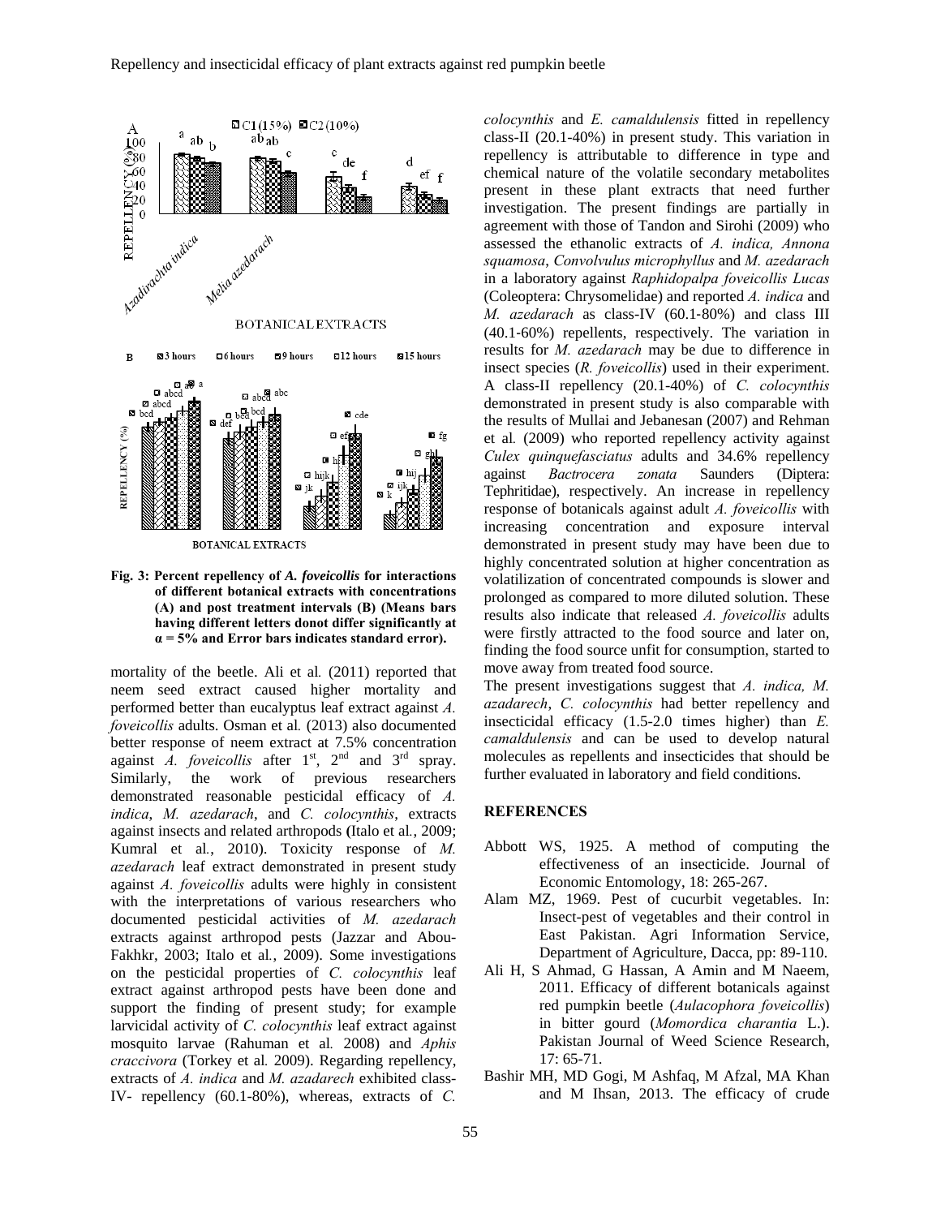Fig. 3: Percent repellency of *A. foveicollis* for interactions of different botanical extracts with concentrations (A) and post treatment intervals (B) (Means bars having different letters donot differ significantly at α = 5% and Error bars indicates standard error).

mortality of the beetle. Ali et al. (2011) reported that neem seed extract caused higher mortality and performed better than eucalyptus leaf extract against *A. foveicollis* adults. Osman et al. (2013) also documented better response of neem extract at 7.5% concentration against *A. foveicollis* after 1st, 2nd and 3rd spray. Similarly, the work of previous researchers demonstrated reasonable pesticidal efficacy of *A. indica*, *M. azedarach*, and *C. colocynthis*, extracts against insects and related arthropods (Italo et al., 2009; Kumral et al., 2010). Toxicity response of *M. azedarach* leaf extract demonstrated in present study against *A. foveicollis* adults were highly in consistent with the interpretations of various researchers who documented pesticidal activities of *M. azedarach* extracts against arthropod pests (Jazzar and Abou-Fakhkr, 2003; Italo et al., 2009). Some investigations on the pesticidal properties of *C. colocynthis* leaf extract against arthropod pests have been done and support the finding of present study; for example larvicidal activity of *C. colocynthis* leaf extract against mosquito larvae (Rahuman et al. 2008) and *Aphis craccivora* (Torkey et al. 2009). Regarding repellency, extracts of *A. indica* and *M. azadarech* exhibited class-IV- repellency (60.1-80%), whereas, extracts of *C. colocynthis* and *E. camaldulensis* fitted in repellency class-II (20.1-40%) in present study. This variation in repellency is attributable to difference in type and chemical nature of the volatile secondary metabolites present in these plant extracts that need further investigation. The present findings are partially in agreement with those of Tandon and Sirohi (2009) who assessed the ethanolic extracts of *A. indica, Annona squamosa*, *Convolvulus microphyllus* and *M. azedarach* in a laboratory against *Raphidopalpa foveicollis Lucas* (Coleoptera: Chrysomelidae) and reported *A. indica* and *M. azedarach* as class-IV (60.1-80%) and class III (40.1-60%) repellents, respectively. The variation in results for *M. azedarach* may be due to difference in insect species (*R. foveicollis*) used in their experiment. A class-II repellency (20.1-40%) of *C. colocynthis* demonstrated in present study is also comparable with the results of Mullai and Jebanesan (2007) and Rehman et al. (2009) who reported repellency activity against *Culex quinquefasciatus* adults and 34.6% repellency against *Bactrocera zonata* Saunders (Diptera: Tephritidae), respectively. An increase in repellency response of botanicals against adult *A. foveicollis* with increasing concentration and exposure interval demonstrated in present study may have been due to highly concentrated solution at higher concentration as volatilization of concentrated compounds is slower and prolonged as compared to more diluted solution. These results also indicate that released *A. foveicollis* adults were firstly attracted to the food source and later on, finding the food source unfit for consumption, started to move away from treated food source.

The present investigations suggest that *A. indica, M. azadarech*, *C. colocynthis* had better repellency and insecticidal efficacy (1.5-2.0 times higher) than *E. camaldulensis* and can be used to develop natural molecules as repellents and insecticides that should be further evaluated in laboratory and field conditions.

## REFERENCES

Abbott WS, 1925. A method of computing the effectiveness of an insecticide. Journal of Economic Entomology, 18: 265-267.

Alam MZ, 1969. Pest of cucurbit vegetables. In: Insect-pest of vegetables and their control in East Pakistan. Agri Information Service, Department of Agriculture, Dacca, pp: 89-110.

Ali H, S Ahmad, G Hassan, A Amin and M Naeem, 2011. Efficacy of different botanicals against red pumpkin beetle (*Aulacophora foveicollis*) in bitter gourd (*Momordica charantia* L.). Pakistan Journal of Weed Science Research, 17: 65-71.

Bashir MH, MD Gogi, M Ashfaq, M Afzal, MA Khan and M Ihsan, 2013. The efficacy of crude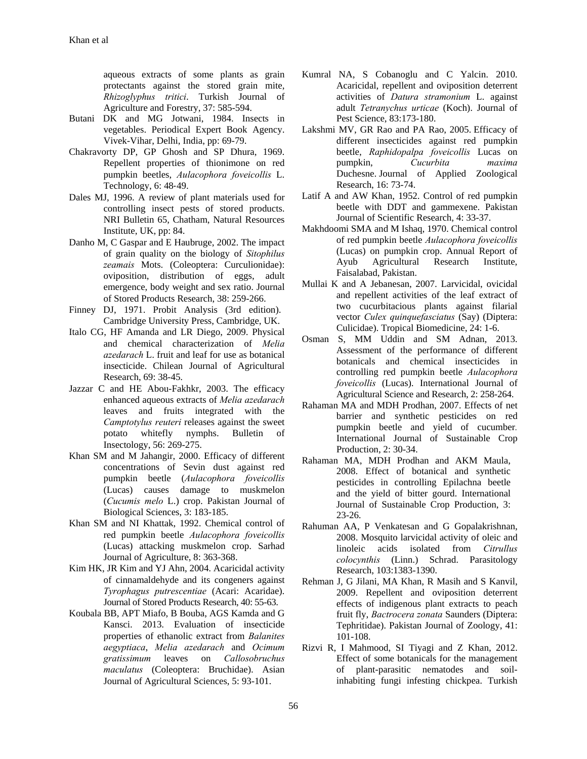aqueous extracts of some plants as grain protectants against the stored grain mite, *Rhizoglyphus tritici*. Turkish Journal of Agriculture and Forestry, 37: 585-594.

Butani DK and MG Jotwani, 1984. Insects in vegetables. Periodical Expert Book Agency. Vivek-Vihar, Delhi, India, pp: 69-79.

Chakravorty DP, GP Ghosh and SP Dhura, 1969. Repellent properties of thionimone on red pumpkin beetles, *Aulacophora foveicollis* L. Technology, 6: 48-49.

Dales MJ, 1996. A review of plant materials used for controlling insect pests of stored products. NRI Bulletin 65, Chatham, Natural Resources Institute, UK, pp: 84.

Danho M, C Gaspar and E Haubruge, 2002. The impact of grain quality on the biology of *Sitophilus zeamais* Mots. (Coleoptera: Curculionidae): oviposition, distribution of eggs, adult emergence, body weight and sex ratio. Journal of Stored Products Research, 38: 259-266.

Finney DJ, 1971. Probit Analysis (3rd edition). Cambridge University Press, Cambridge, UK.

Italo CG, HF Amanda and LR Diego, 2009. Physical and chemical characterization of *Melia azedarach* L. fruit and leaf for use as botanical insecticide. Chilean Journal of Agricultural Research, 69: 38-45.

Jazzar C and HE Abou-Fakhkr, 2003. The efficacy enhanced aqueous extracts of *Melia azedarach* leaves and fruits integrated with the *Camptotylus reuteri* releases against the sweet potato whitefly nymphs. Bulletin of Insectology, 56: 269-275.

Khan SM and M Jahangir, 2000. Efficacy of different concentrations of Sevin dust against red pumpkin beetle (*Aulacophora foveicollis* (Lucas) causes damage to muskmelon (*Cucumis melo* L.) crop. Pakistan Journal of Biological Sciences, 3: 183-185.

Khan SM and NI Khattak, 1992. Chemical control of red pumpkin beetle *Aulacophora foveicollis* (Lucas) attacking muskmelon crop. Sarhad Journal of Agriculture, 8: 363-368.

Kim HK, JR Kim and YJ Ahn, 2004. Acaricidal activity of cinnamaldehyde and its congeners against *Tyrophagus putrescentiae* (Acari: Acaridae). Journal of Stored Products Research, 40: 55-63.

Koubala BB, APT Miafo, B Bouba, AGS Kamda and G Kansci. 2013. Evaluation of insecticide properties of ethanolic extract from *Balanites aegyptiaca*, *Melia azedarach* and *Ocimum gratissimum* leaves on *Callosobruchus maculatus* (Coleoptera: Bruchidae). Asian Journal of Agricultural Sciences, 5: 93-101.

Kumral NA, S Cobanoglu and C Yalcin. 2010. Acaricidal, repellent and oviposition deterrent activities of *Datura stramonium* L. against adult *Tetranychus urticae* (Koch). Journal of Pest Science, 83:173-180.

Lakshmi MV, GR Rao and PA Rao, 2005. Efficacy of different insecticides against red pumpkin beetle, *Raphidopalpa foveicollis* Lucas on pumpkin, *Cucurbita maxima* Duchesne. Journal of Applied Zoological Research, 16: 73-74.

Latif A and AW Khan, 1952. Control of red pumpkin beetle with DDT and gammexene. Pakistan Journal of Scientific Research, 4: 33-37.

Makhdoomi SMA and M Ishaq, 1970. Chemical control of red pumpkin beetle *Aulacophora foveicollis* (Lucas) on pumpkin crop. Annual Report of Ayub Agricultural Research Institute, Faisalabad, Pakistan.

Mullai K and A Jebanesan, 2007. Larvicidal, ovicidal and repellent activities of the leaf extract of two cucurbitacious plants against filarial vector *Culex quinquefasciatus* (Say) (Diptera: Culicidae). Tropical Biomedicine, 24: 1-6.

Osman S, MM Uddin and SM Adnan, 2013. Assessment of the performance of different botanicals and chemical insecticides in controlling red pumpkin beetle *Aulacophora foveicollis* (Lucas). International Journal of Agricultural Science and Research, 2: 258-264.

Rahaman MA and MDH Prodhan, 2007. Effects of net barrier and synthetic pesticides on red pumpkin beetle and yield of cucumber. International Journal of Sustainable Crop Production, 2: 30-34.

Rahaman MA, MDH Prodhan and AKM Maula, 2008. Effect of botanical and synthetic pesticides in controlling Epilachna beetle and the yield of bitter gourd. International Journal of Sustainable Crop Production, 3: 23-26.

Rahuman AA, P Venkatesan and G Gopalakrishnan, 2008. Mosquito larvicidal activity of oleic and linoleic acids isolated from *Citrullus colocynthis* (Linn.) Schrad. Parasitology Research, 103:1383-1390.

Rehman J, G Jilani, MA Khan, R Masih and S Kanvil, 2009. Repellent and oviposition deterrent effects of indigenous plant extracts to peach fruit fly, *Bactrocera zonata* Saunders (Diptera: Tephritidae). Pakistan Journal of Zoology, 41: 101-108.

Rizvi R, I Mahmood, SI Tiyagi and Z Khan, 2012. Effect of some botanicals for the management of plant-parasitic nematodes and soil-inhabiting fungi infesting chickpea. Turkish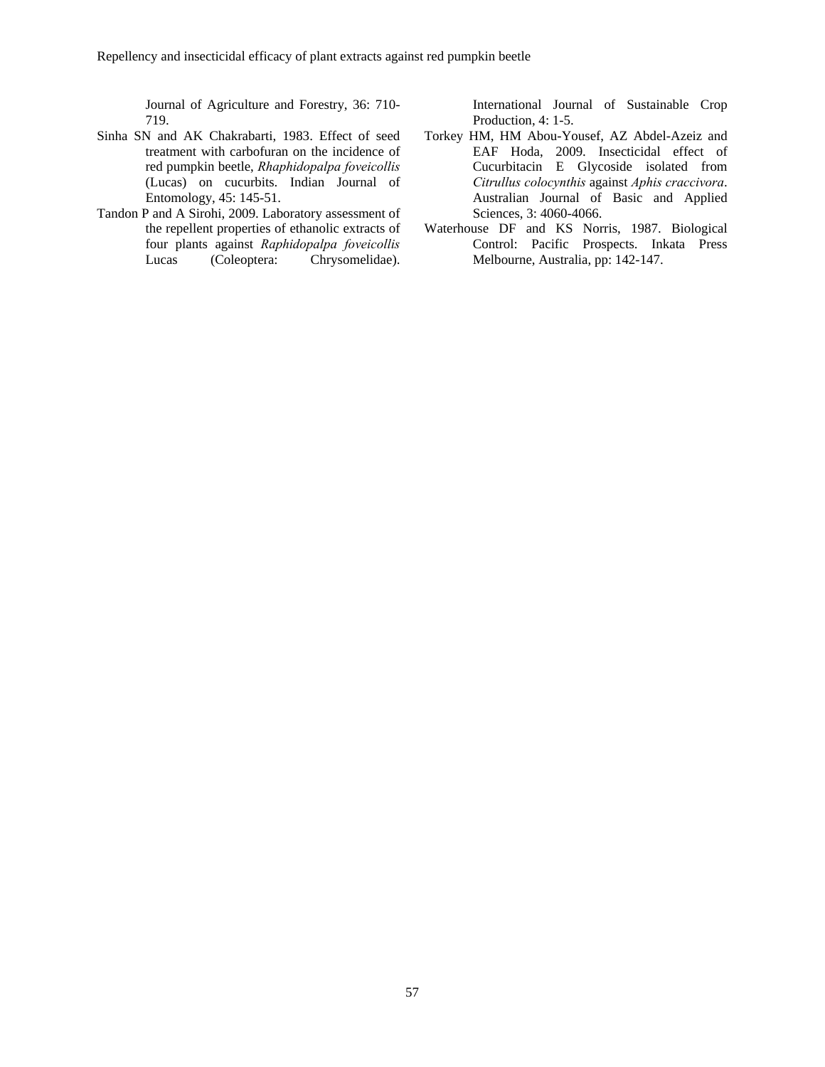Journal of Agriculture and Forestry, 36: 710-719.

Sinha SN and AK Chakrabarti, 1983. Effect of seed treatment with carbofuran on the incidence of red pumpkin beetle, *Rhaphidopalpa foveicollis* (Lucas) on cucurbits. Indian Journal of Entomology, 45: 145-51.

Tandon P and A Sirohi, 2009. Laboratory assessment of the repellent properties of ethanolic extracts of four plants against *Raphidopalpa foveicollis* Lucas (Coleoptera: Chrysomelidae). International Journal of Sustainable Crop Production, 4: 1-5.

Torkey HM, HM Abou-Yousef, AZ Abdel-Azeiz and EAF Hoda, 2009. Insecticidal effect of Cucurbitacin E Glycoside isolated from *Citrullus colocynthis* against *Aphis craccivora*. Australian Journal of Basic and Applied Sciences, 3: 4060-4066.

Waterhouse DF and KS Norris, 1987. Biological Control: Pacific Prospects. Inkata Press Melbourne, Australia, pp: 142-147.